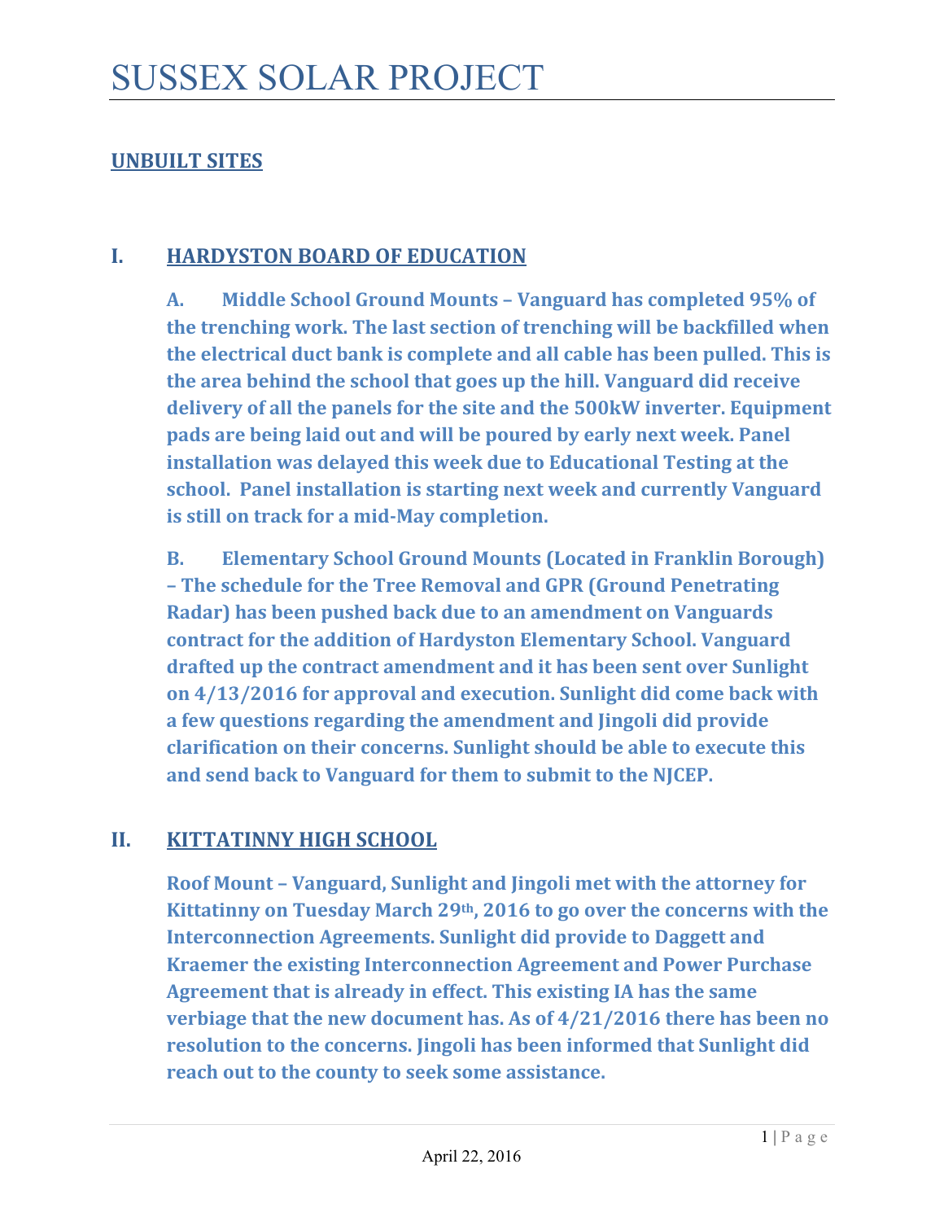# SUSSEX SOLAR PROJECT

## UNBUILT SITES

### I. HARDYSTON BOARD OF EDUCATION

**A. Middle School Ground Mounts – Vanguard has completed 95% of the trenching work. The last section of trenching will be backfilled when the electrical duct bank is complete and all cable has been pulled. This is the area behind the school that goes up the hill. Vanguard did receive delivery of all the panels for the site and the 500kW inverter. Equipment pads are being laid out and will be poured by early next week. Panel installation was delayed this week due to Educational Testing at the school. Panel installation is starting next week and currently Vanguard is still on track for a mid-May completion.**

**B. Elementary School Ground Mounts (Located in Franklin Borough) – The schedule for the Tree Removal and GPR (Ground Penetrating Radar) has been pushed back due to an amendment on Vanguards contract for the addition of Hardyston Elementary School. Vanguard drafted up the contract amendment and it has been sent over Sunlight on 4/13/2016 for approval and execution. Sunlight did come back with a few questions regarding the amendment and Jingoli did provide clarification on their concerns. Sunlight should be able to execute this and send back to Vanguard for them to submit to the NJCEP.**

### II. KITTATINNY HIGH SCHOOL

**Roof Mount – Vanguard, Sunlight and Jingoli met with the attorney for Kittatinny on Tuesday March 29th, 2016 to go over the concerns with the Interconnection Agreements. Sunlight did provide to Daggett and Kraemer the existing Interconnection Agreement and Power Purchase Agreement that is already in effect. This existing IA has the same verbiage that the new document has. As of 4/21/2016 there has been no resolution to the concerns. Jingoli has been informed that Sunlight did reach out to the county to seek some assistance.**

April 22, 2016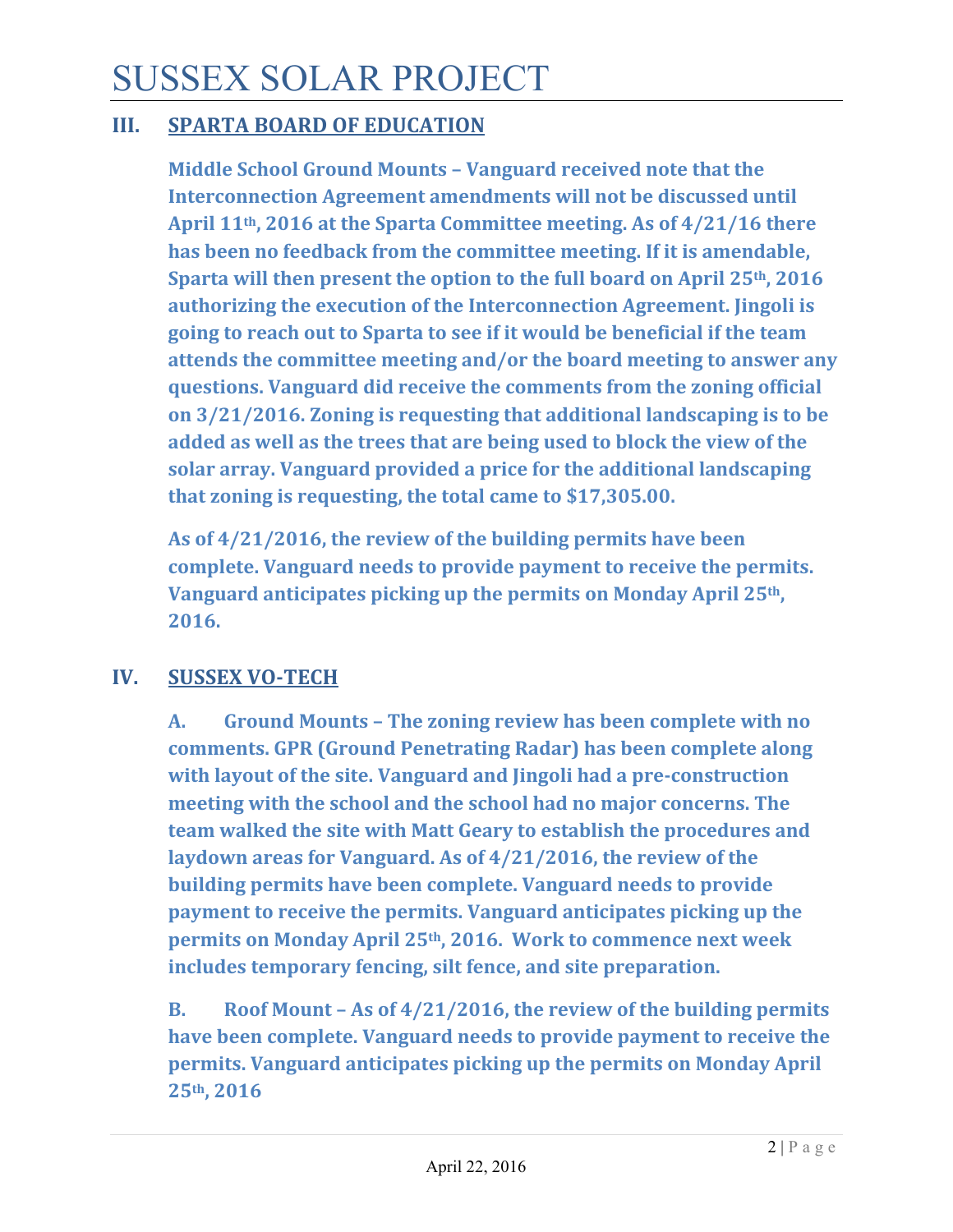# SUSSEX SOLAR PROJECT

## III. SPARTA BOARD OF EDUCATION

**Middle School Ground Mounts – Vanguard received note that the Interconnection Agreement amendments will not be discussed until April 11th, 2016 at the Sparta Committee meeting. As of 4/21/16 there has been no feedback from the committee meeting. If it is amendable, Sparta will then present the option to the full board on April 25th, 2016 authorizing the execution of the Interconnection Agreement. Jingoli is going to reach out to Sparta to see if it would be beneficial if the team attends the committee meeting and/or the board meeting to answer any questions. Vanguard did receive the comments from the zoning official on 3/21/2016. Zoning is requesting that additional landscaping is to be added as well as the trees that are being used to block the view of the solar array. Vanguard provided a price for the additional landscaping that zoning is requesting, the total came to $17,305.00.**

**As of 4/21/2016, the review of the building permits have been complete. Vanguard needs to provide payment to receive the permits. Vanguard anticipates picking up the permits on Monday April 25th, 2016.**

## IV. SUSSEX VO-TECH

**A. Ground Mounts – The zoning review has been complete with no comments. GPR (Ground Penetrating Radar) has been complete along with layout of the site. Vanguard and Jingoli had a pre-construction meeting with the school and the school had no major concerns. The team walked the site with Matt Geary to establish the procedures and laydown areas for Vanguard. As of 4/21/2016, the review of the building permits have been complete. Vanguard needs to provide payment to receive the permits. Vanguard anticipates picking up the permits on Monday April 25th, 2016. Work to commence next week includes temporary fencing, silt fence, and site preparation.**

**B. Roof Mount – As of 4/21/2016, the review of the building permits have been complete. Vanguard needs to provide payment to receive the permits. Vanguard anticipates picking up the permits on Monday April 25th, 2016**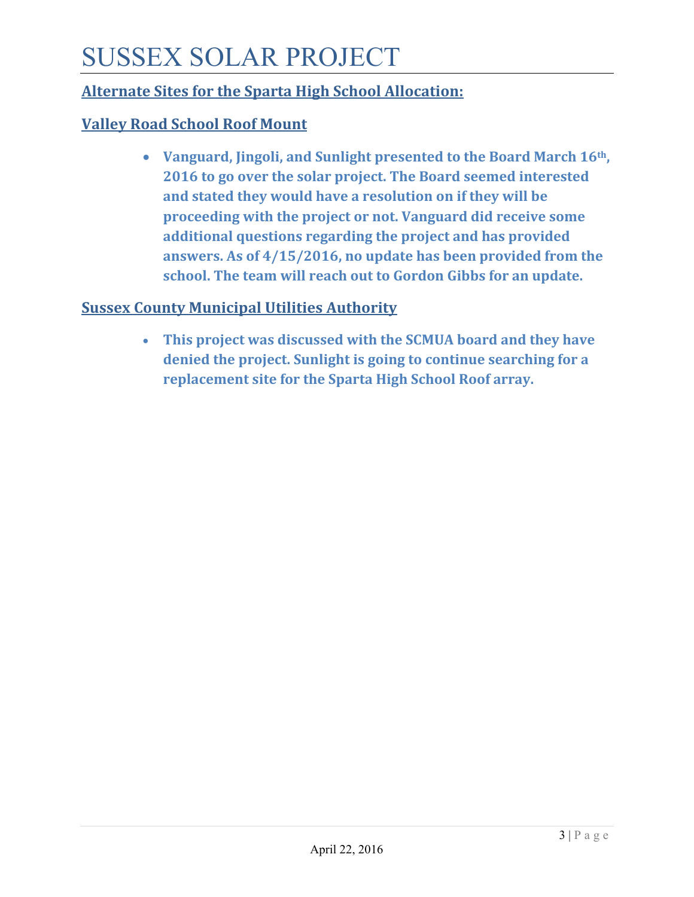# SUSSEX SOLAR PROJECT

**Alternate Sites for the Sparta High School Allocation:**

**Valley Road School Roof Mount**

- **Vanguard, Jingoli, and Sunlight presented to the Board March 16th, 2016 to go over the solar project. The Board seemed interested and stated they would have a resolution on if they will be proceeding with the project or not. Vanguard did receive some additional questions regarding the project and has provided answers. As of 4/15/2016, no update has been provided from the school. The team will reach out to Gordon Gibbs for an update.**

**Sussex County Municipal Utilities Authority**

- **This project was discussed with the SCMUA board and they have denied the project. Sunlight is going to continue searching for a replacement site for the Sparta High School Roof array.**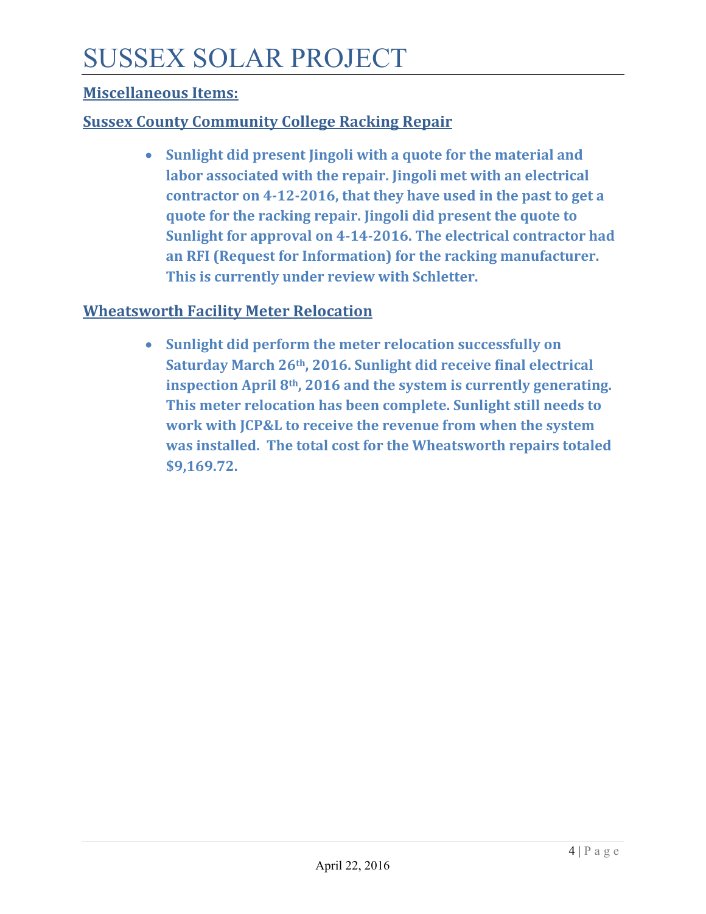# SUSSEX SOLAR PROJECT

## Miscellaneous Items:

### Sussex County Community College Racking Repair

- **Sunlight did present Jingoli with a quote for the material and labor associated with the repair. Jingoli met with an electrical contractor on 4-12-2016, that they have used in the past to get a quote for the racking repair. Jingoli did present the quote to Sunlight for approval on 4-14-2016. The electrical contractor had an RFI (Request for Information) for the racking manufacturer. This is currently under review with Schletter.**

### Wheatsworth Facility Meter Relocation

- **Sunlight did perform the meter relocation successfully on Saturday March 26th, 2016. Sunlight did receive final electrical inspection April 8th, 2016 and the system is currently generating. This meter relocation has been complete. Sunlight still needs to work with JCP&L to receive the revenue from when the system was installed. The total cost for the Wheatsworth repairs totaled $9,169.72.**

April 22, 2016